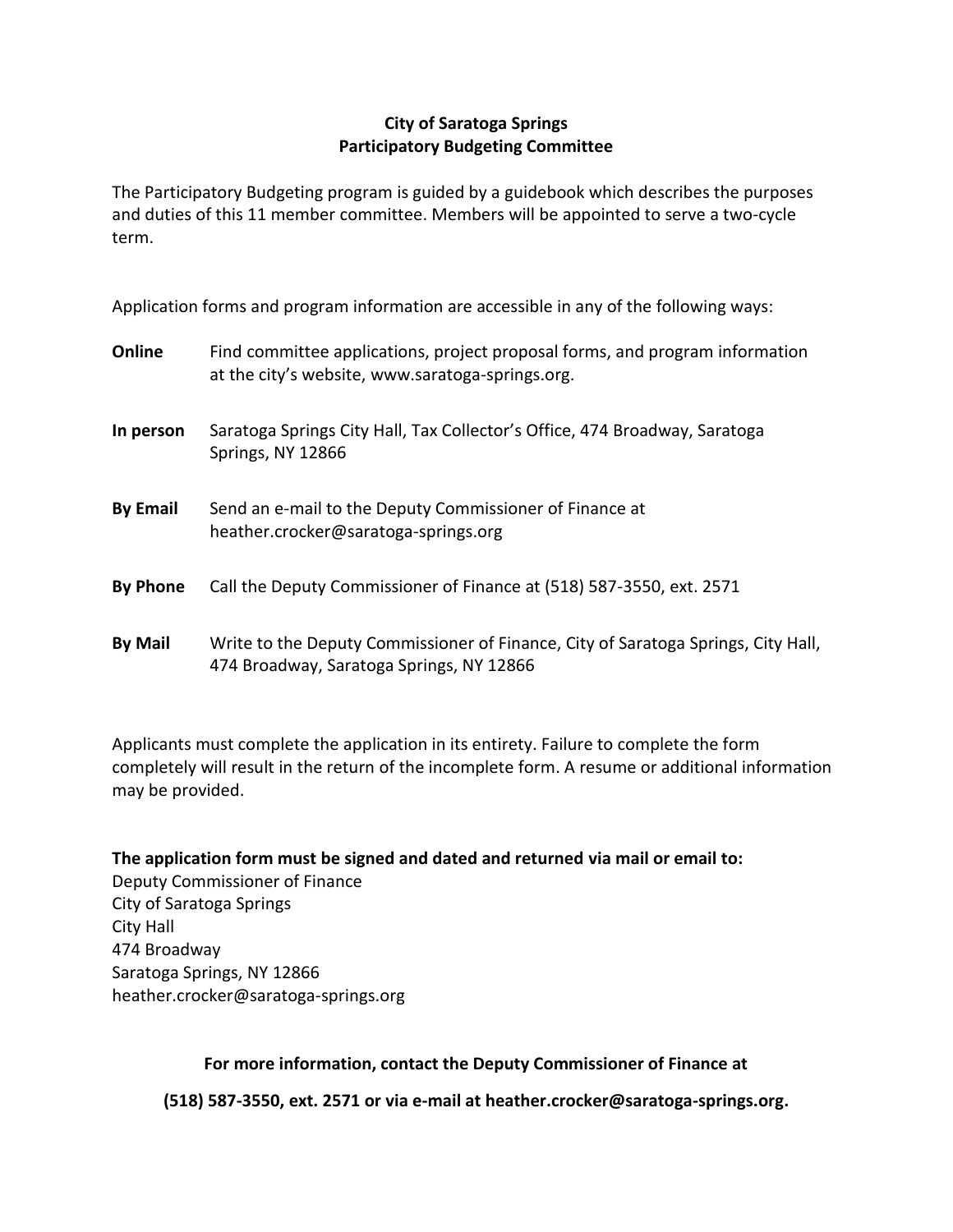**City of Saratoga Springs**
**Participatory Budgeting Committee**

The Participatory Budgeting program is guided by a guidebook which describes the purposes and duties of this 11 member committee. Members will be appointed to serve a two-cycle term.

Application forms and program information are accessible in any of the following ways:

**Online** Find committee applications, project proposal forms, and program information at the city's website, www.saratoga-springs.org.

**In person** Saratoga Springs City Hall, Tax Collector's Office, 474 Broadway, Saratoga Springs, NY 12866

**By Email** Send an e-mail to the Deputy Commissioner of Finance at heather.crocker@saratoga-springs.org

**By Phone** Call the Deputy Commissioner of Finance at (518) 587-3550, ext. 2571

**By Mail** Write to the Deputy Commissioner of Finance, City of Saratoga Springs, City Hall, 474 Broadway, Saratoga Springs, NY 12866

Applicants must complete the application in its entirety. Failure to complete the form completely will result in the return of the incomplete form. A resume or additional information may be provided.

**The application form must be signed and dated and returned via mail or email to:**
Deputy Commissioner of Finance
City of Saratoga Springs
City Hall
474 Broadway
Saratoga Springs, NY 12866
heather.crocker@saratoga-springs.org

**For more information, contact the Deputy Commissioner of Finance at**

**(518) 587-3550, ext. 2571 or via e-mail at heather.crocker@saratoga-springs.org.**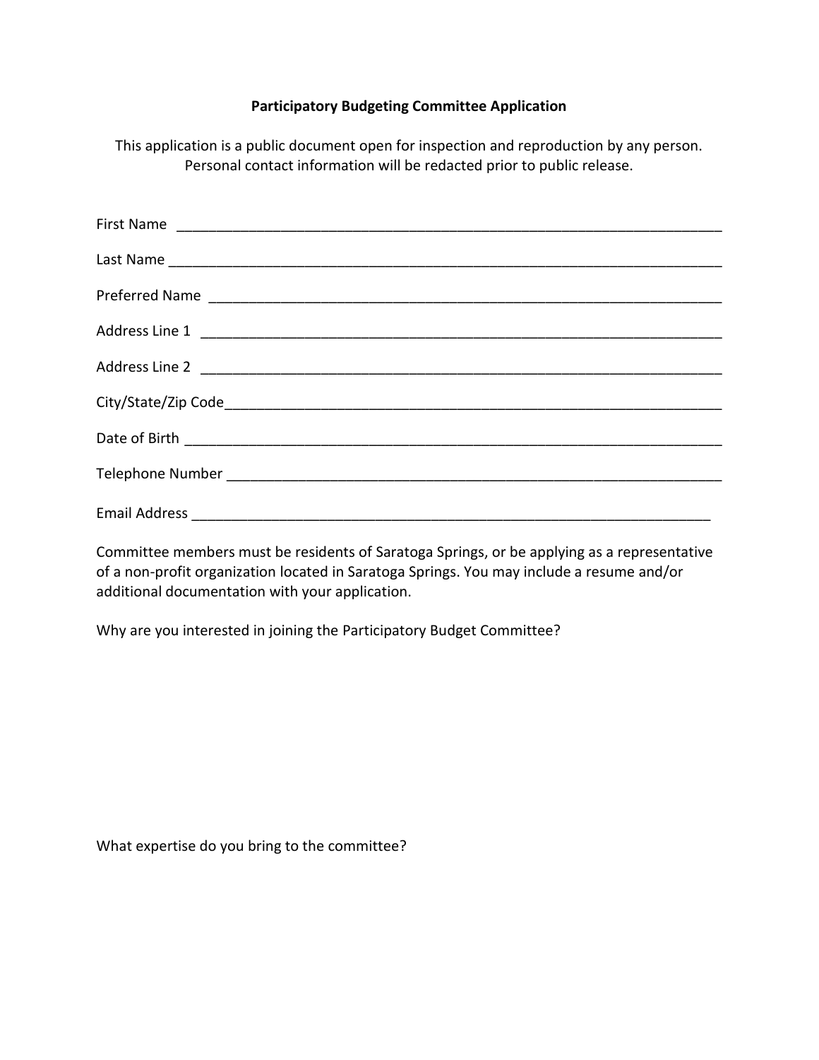**Participatory Budgeting Committee Application**

This application is a public document open for inspection and reproduction by any person. Personal contact information will be redacted prior to public release.

First Name ______________________________________________________________________

Last Name ______________________________________________________________________

Preferred Name __________________________________________________________________

Address Line 1 ___________________________________________________________________

Address Line 2 ___________________________________________________________________

City/State/Zip Code_______________________________________________________________

Date of Birth _____________________________________________________________________

Telephone Number ________________________________________________________________

Email Address ___________________________________________________________________

Committee members must be residents of Saratoga Springs, or be applying as a representative of a non-profit organization located in Saratoga Springs. You may include a resume and/or additional documentation with your application.

Why are you interested in joining the Participatory Budget Committee?

What expertise do you bring to the committee?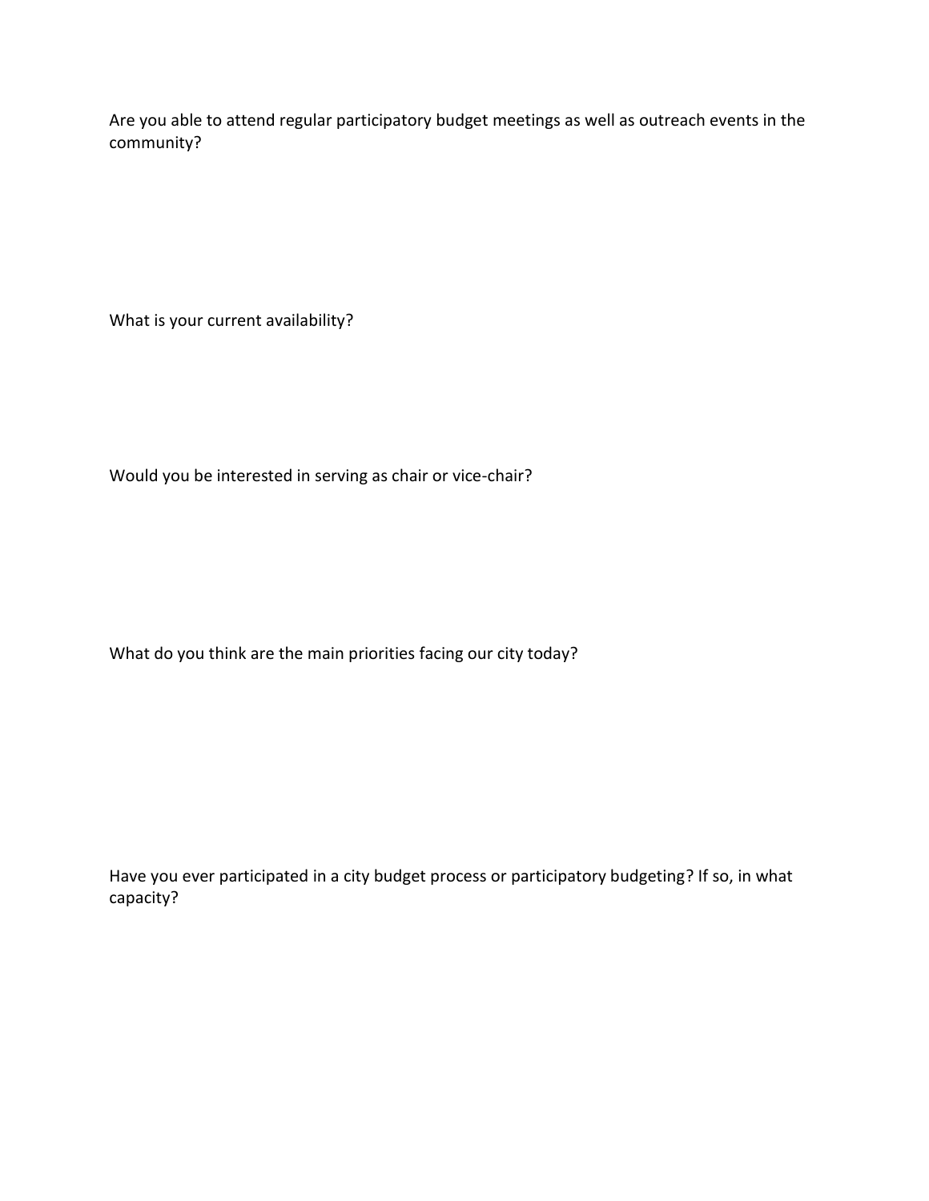Are you able to attend regular participatory budget meetings as well as outreach events in the community?

What is your current availability?

Would you be interested in serving as chair or vice-chair?

What do you think are the main priorities facing our city today?

Have you ever participated in a city budget process or participatory budgeting? If so, in what capacity?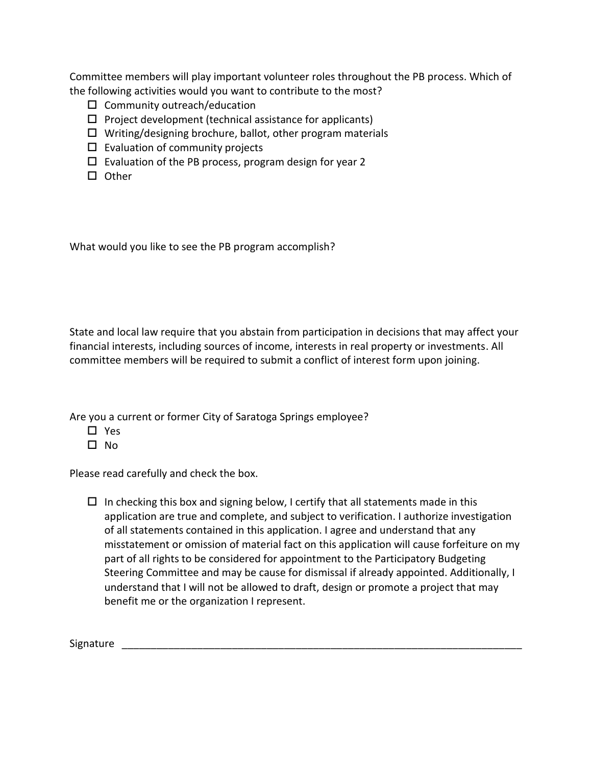Committee members will play important volunteer roles throughout the PB process. Which of the following activities would you want to contribute to the most?

- ☐ Community outreach/education
- ☐ Project development (technical assistance for applicants)
- ☐ Writing/designing brochure, ballot, other program materials
- ☐ Evaluation of community projects
- ☐ Evaluation of the PB process, program design for year 2
- ☐ Other

What would you like to see the PB program accomplish?

State and local law require that you abstain from participation in decisions that may affect your financial interests, including sources of income, interests in real property or investments. All committee members will be required to submit a conflict of interest form upon joining.

Are you a current or former City of Saratoga Springs employee?

- ☐ Yes
- ☐ No

Please read carefully and check the box.

- ☐ In checking this box and signing below, I certify that all statements made in this application are true and complete, and subject to verification. I authorize investigation of all statements contained in this application. I agree and understand that any misstatement or omission of material fact on this application will cause forfeiture on my part of all rights to be considered for appointment to the Participatory Budgeting Steering Committee and may be cause for dismissal if already appointed. Additionally, I understand that I will not be allowed to draft, design or promote a project that may benefit me or the organization I represent.

Signature ______________________________________________________________________